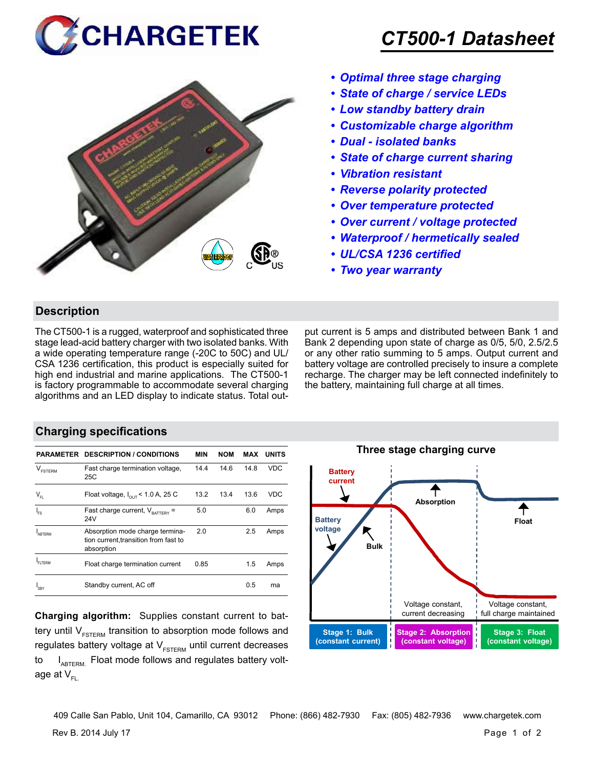# CT500-1 Datasheet

- ***Optimal three stage charging***
- ***State of charge / service LEDs***
- ***Low standby battery drain***
- ***Customizable charge algorithm***
- ***Dual - isolated banks***
- ***State of charge current sharing***
- ***Vibration resistant***
- ***Reverse polarity protected***
- ***Over temperature protected***
- ***Over current / voltage protected***
- ***Waterproof / hermetically sealed***
- ***UL/CSA 1236 certified***
- ***Two year warranty***

## Description

The CT500-1 is a rugged, waterproof and sophisticated three stage lead-acid battery charger with two isolated banks. With a wide operating temperature range (-20C to 50C) and UL/CSA 1236 certification, this product is especially suited for high end industrial and marine applications. The CT500-1 is factory programmable to accommodate several charging algorithms and an LED display to indicate status. Total output current is 5 amps and distributed between Bank 1 and Bank 2 depending upon state of charge as 0/5, 5/0, 2.5/2.5 or any other ratio summing to 5 amps. Output current and battery voltage are controlled precisely to insure a complete recharge. The charger may be left connected indefinitely to the battery, maintaining full charge at all times.

## Charging specifications

| PARAMETER | DESCRIPTION / CONDITIONS | MIN | NOM | MAX | UNITS |
|---|---|---|---|---|---|
| $V_{FSTERM}$ | Fast charge termination voltage, 25C | 14.4 | 14.6 | 14.8 | VDC |
| $V_{FL}$ | Float voltage, $I_{OUT}$ < 1.0 A, 25 C | 13.2 | 13.4 | 13.6 | VDC |
| $I_{FS}$ | Fast charge current, $V_{BATTERY}$ = 24V | 5.0 | | 6.0 | Amps |
| $I_{ABTERM}$ | Absorption mode charge termination current, transition from fast to absorption | 2.0 | | 2.5 | Amps |
| $I_{FLTERM}$ | Float charge termination current | 0.85 | | 1.5 | Amps |
| $I_{SBY}$ | Standby current, AC off | | | 0.5 | ma |

**Charging algorithm:** Supplies constant current to battery until $V_{FSTERM}$ transition to absorption mode follows and regulates battery voltage at $V_{FSTERM}$ until current decreases to $I_{ABTERM}$. Float mode follows and regulates battery voltage at $V_{FL}$.

**Three stage charging curve**

Battery current, Battery voltage, Bulk, Absorption, Float

Voltage constant, current decreasing | Voltage constant, full charge maintained

Stage 1: Bulk (constant current) | Stage 2: Absorption (constant voltage) | Stage 3: Float (constant voltage)

409 Calle San Pablo, Unit 104, Camarillo, CA 93012 Phone: (866) 482-7930 Fax: (805) 482-7936 www.chargetek.com

Rev B. 2014 July 17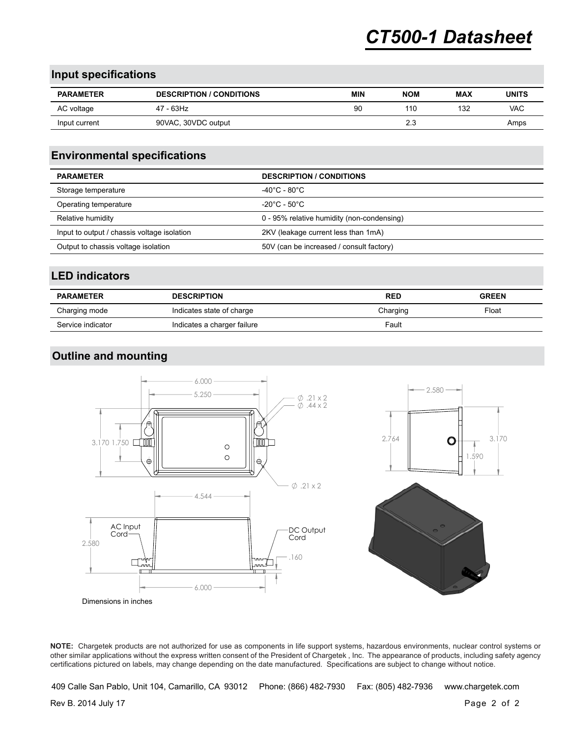# CT500-1 Datasheet

## Input specifications

| PARAMETER | DESCRIPTION / CONDITIONS | MIN | NOM | MAX | UNITS |
|---|---|---|---|---|---|
| AC voltage | 47 - 63Hz | 90 | 110 | 132 | VAC |
| Input current | 90VAC, 30VDC output | | 2.3 | | Amps |

## Environmental specifications

| PARAMETER | DESCRIPTION / CONDITIONS |
|---|---|
| Storage temperature | -40°C - 80°C |
| Operating temperature | -20°C - 50°C |
| Relative humidity | 0 - 95% relative humidity (non-condensing) |
| Input to output / chassis voltage isolation | 2KV (leakage current less than 1mA) |
| Output to chassis voltage isolation | 50V (can be increased / consult factory) |

## LED indicators

| PARAMETER | DESCRIPTION | RED | GREEN |
|---|---|---|---|
| Charging mode | Indicates state of charge | Charging | Float |
| Service indicator | Indicates a charger failure | Fault | |

## Outline and mounting

6.000
5.250
∅ .21 x 2
∅ .44 x 2
3.170 1.750
∅ .21 x 2
4.544
AC Input Cord
DC Output Cord
2.580
.160
6.000
2.580
2.764
3.170
1.590

Dimensions in inches

**NOTE:** Chargetek products are not authorized for use as components in life support systems, hazardous environments, nuclear control systems or other similar applications without the express written consent of the President of Chargetek , Inc. The appearance of products, including safety agency certifications pictured on labels, may change depending on the date manufactured. Specifications are subject to change without notice.

409 Calle San Pablo, Unit 104, Camarillo, CA 93012 Phone: (866) 482-7930 Fax: (805) 482-7936 www.chargetek.com

Rev B. 2014 July 17